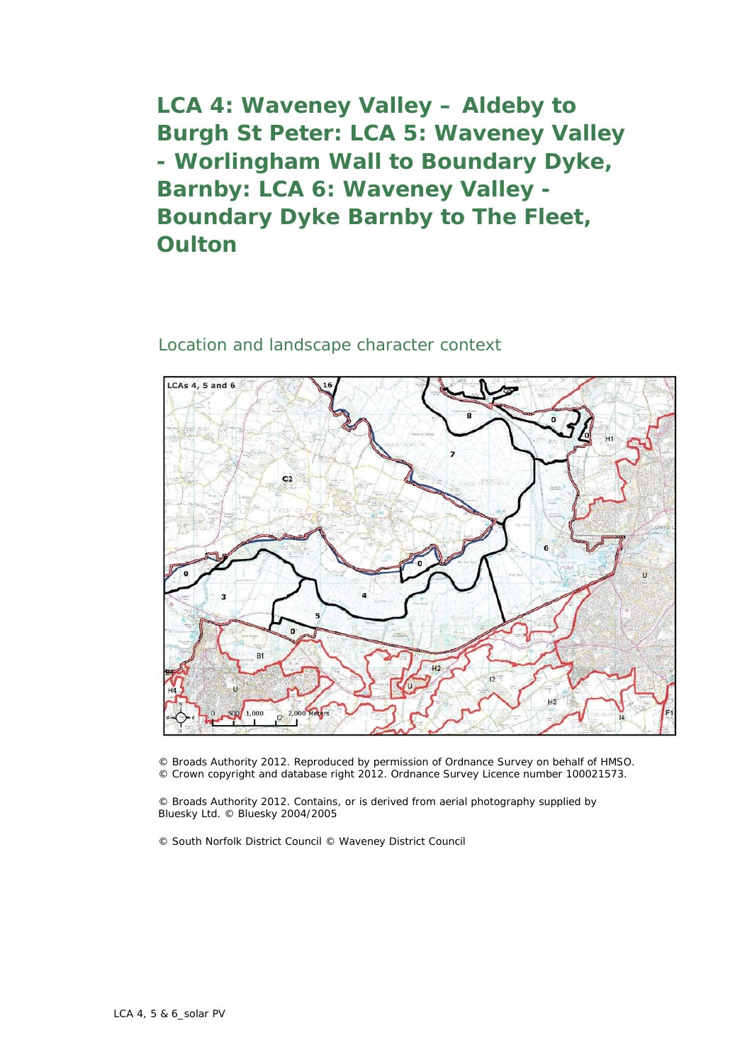# LCA 4: Waveney Valley – Aldeby to Burgh St Peter: LCA 5: Waveney Valley - Worlingham Wall to Boundary Dyke, Barnby: LCA 6: Waveney Valley - Boundary Dyke Barnby to The Fleet, Oulton

## Location and landscape character context

© Broads Authority 2012. Reproduced by permission of Ordnance Survey on behalf of HMSO. © Crown copyright and database right 2012. Ordnance Survey Licence number 100021573.

© Broads Authority 2012. Contains, or is derived from aerial photography supplied by Bluesky Ltd. © Bluesky 2004/2005

© South Norfolk District Council © Waveney District Council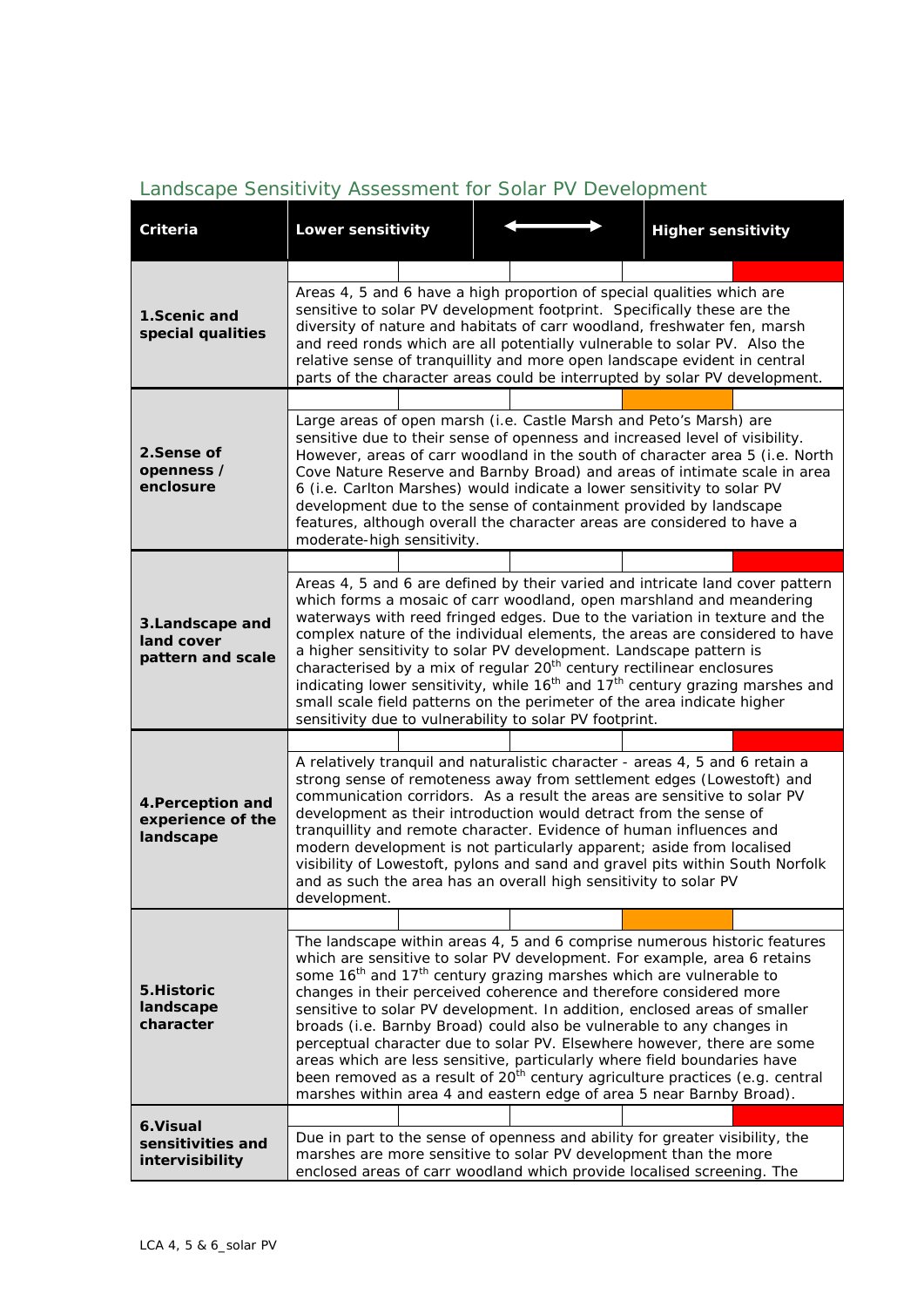## Landscape Sensitivity Assessment for Solar PV Development

| Criteria | Lower sensitivity ⟷ Higher sensitivity | Assessment |
|---|---|---|
| **1.Scenic and special qualities** | □ □ □ □ ■ (red, highest) | Areas 4, 5 and 6 have a high proportion of special qualities which are sensitive to solar PV development footprint. Specifically these are the diversity of nature and habitats of carr woodland, freshwater fen, marsh and reed ronds which are all potentially vulnerable to solar PV. Also the relative sense of tranquillity and more open landscape evident in central parts of the character areas could be interrupted by solar PV development. |
| **2.Sense of openness / enclosure** | □ □ □ ■ □ (orange, second highest) | Large areas of open marsh (i.e. Castle Marsh and Peto's Marsh) are sensitive due to their sense of openness and increased level of visibility. However, areas of carr woodland in the south of character area 5 (i.e. North Cove Nature Reserve and Barnby Broad) and areas of intimate scale in area 6 (i.e. Carlton Marshes) would indicate a lower sensitivity to solar PV development due to the sense of containment provided by landscape features, although overall the character areas are considered to have a moderate-high sensitivity. |
| **3.Landscape and land cover pattern and scale** | □ □ □ □ ■ (red, highest) | Areas 4, 5 and 6 are defined by their varied and intricate land cover pattern which forms a mosaic of carr woodland, open marshland and meandering waterways with reed fringed edges. Due to the variation in texture and the complex nature of the individual elements, the areas are considered to have a higher sensitivity to solar PV development. Landscape pattern is characterised by a mix of regular 20th century rectilinear enclosures indicating lower sensitivity, while 16th and 17th century grazing marshes and small scale field patterns on the perimeter of the area indicate higher sensitivity due to vulnerability to solar PV footprint. |
| **4.Perception and experience of the landscape** | □ □ □ □ ■ (red, highest) | A relatively tranquil and naturalistic character - areas 4, 5 and 6 retain a strong sense of remoteness away from settlement edges (Lowestoft) and communication corridors. As a result the areas are sensitive to solar PV development as their introduction would detract from the sense of tranquillity and remote character. Evidence of human influences and modern development is not particularly apparent; aside from localised visibility of Lowestoft, pylons and sand and gravel pits within South Norfolk and as such the area has an overall high sensitivity to solar PV development. |
| **5.Historic landscape character** | □ □ □ ■ □ (orange, second highest) | The landscape within areas 4, 5 and 6 comprise numerous historic features which are sensitive to solar PV development. For example, area 6 retains some 16th and 17th century grazing marshes which are vulnerable to changes in their perceived coherence and therefore considered more sensitive to solar PV development. In addition, enclosed areas of smaller broads (i.e. Barnby Broad) could also be vulnerable to any changes in perceptual character due to solar PV. Elsewhere however, there are some areas which are less sensitive, particularly where field boundaries have been removed as a result of 20th century agriculture practices (e.g. central marshes within area 4 and eastern edge of area 5 near Barnby Broad). |
| **6.Visual sensitivities and intervisibility** | □ □ □ □ ■ (red, highest) | Due in part to the sense of openness and ability for greater visibility, the marshes are more sensitive to solar PV development than the more enclosed areas of carr woodland which provide localised screening. The |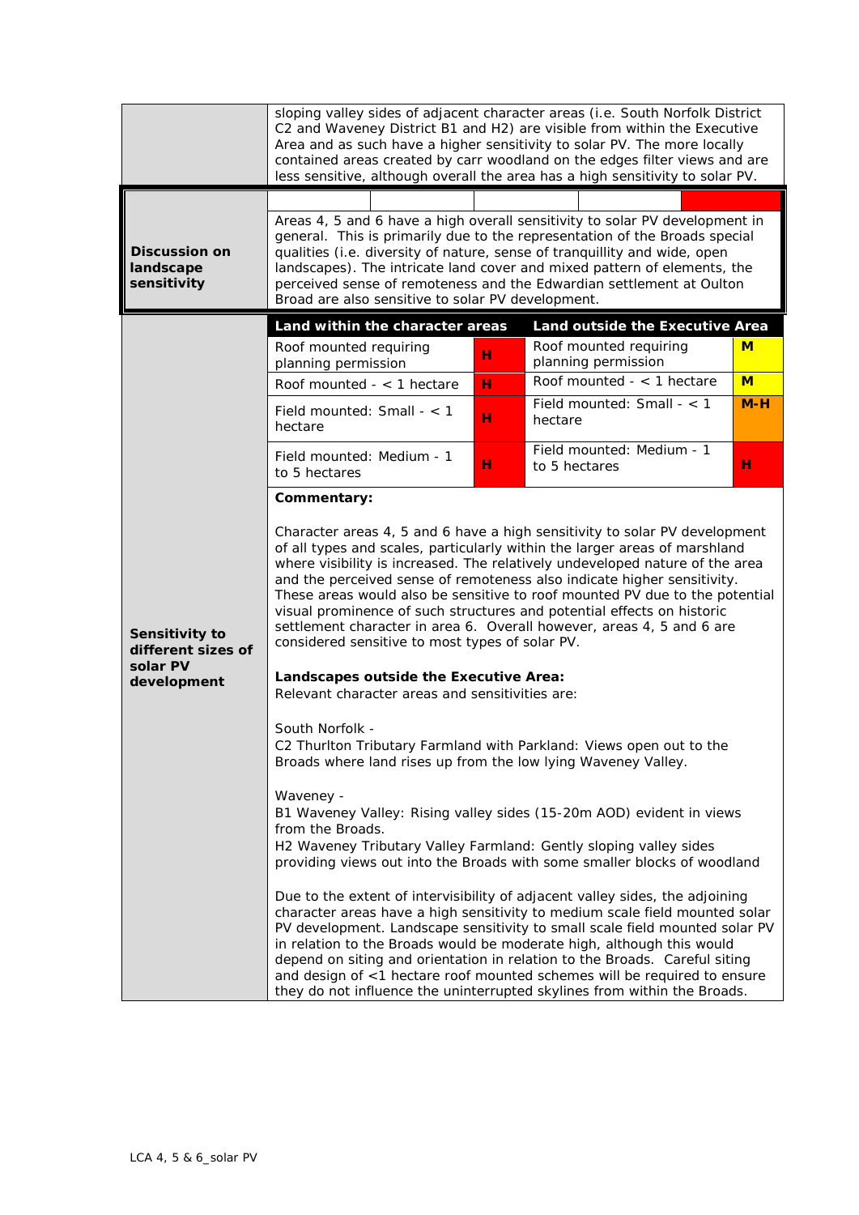| | |
|---|---|
| | sloping valley sides of adjacent character areas (i.e. South Norfolk District C2 and Waveney District B1 and H2) are visible from within the Executive Area and as such have a higher sensitivity to solar PV. The more locally contained areas created by carr woodland on the edges filter views and are less sensitive, although overall the area has a high sensitivity to solar PV. |
| **Discussion on landscape sensitivity** | Areas 4, 5 and 6 have a high overall sensitivity to solar PV development in general. This is primarily due to the representation of the Broads special qualities (i.e. diversity of nature, sense of tranquillity and wide, open landscapes). The intricate land cover and mixed pattern of elements, the perceived sense of remoteness and the Edwardian settlement at Oulton Broad are also sensitive to solar PV development. |

**Sensitivity to different sizes of solar PV development**

| Land within the character areas | | Land outside the Executive Area | |
|---|---|---|---|
| Roof mounted requiring planning permission | H | Roof mounted requiring planning permission | M |
| Roof mounted - < 1 hectare | H | Roof mounted - < 1 hectare | M |
| Field mounted: Small - < 1 hectare | H | Field mounted: Small - < 1 hectare | M-H |
| Field mounted: Medium - 1 to 5 hectares | H | Field mounted: Medium - 1 to 5 hectares | H |

**Commentary:**

Character areas 4, 5 and 6 have a high sensitivity to solar PV development of all types and scales, particularly within the larger areas of marshland where visibility is increased. The relatively undeveloped nature of the area and the perceived sense of remoteness also indicate higher sensitivity. These areas would also be sensitive to roof mounted PV due to the potential visual prominence of such structures and potential effects on historic settlement character in area 6. Overall however, areas 4, 5 and 6 are considered sensitive to most types of solar PV.

**Landscapes outside the Executive Area:**
Relevant character areas and sensitivities are:

South Norfolk -
C2 Thurlton Tributary Farmland with Parkland: Views open out to the Broads where land rises up from the low lying Waveney Valley.

Waveney -
B1 Waveney Valley: Rising valley sides (15-20m AOD) evident in views from the Broads.
H2 Waveney Tributary Valley Farmland: Gently sloping valley sides providing views out into the Broads with some smaller blocks of woodland

Due to the extent of intervisibility of adjacent valley sides, the adjoining character areas have a high sensitivity to medium scale field mounted solar PV development. Landscape sensitivity to small scale field mounted solar PV in relation to the Broads would be moderate high, although this would depend on siting and orientation in relation to the Broads. Careful siting and design of <1 hectare roof mounted schemes will be required to ensure they do not influence the uninterrupted skylines from within the Broads.